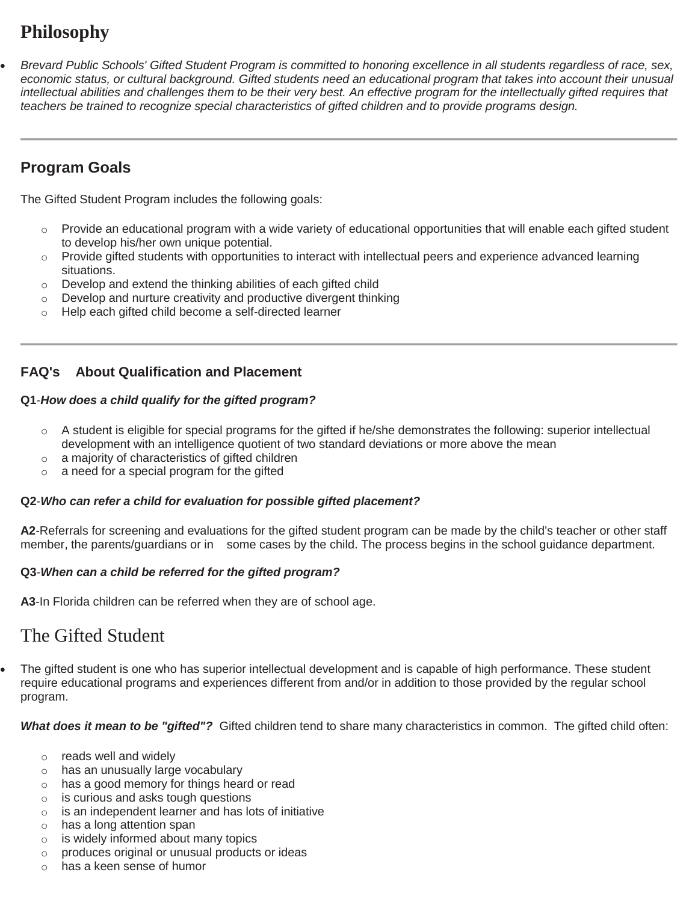# Philosophy

- *Brevard Public Schools' Gifted Student Program is committed to honoring excellence in all students regardless of race, sex, economic status, or cultural background. Gifted students need an educational program that takes into account their unusual intellectual abilities and challenges them to be their very best. An effective program for the intellectually gifted requires that teachers be trained to recognize special characteristics of gifted children and to provide programs design.*

---

## Program Goals

The Gifted Student Program includes the following goals:

- Provide an educational program with a wide variety of educational opportunities that will enable each gifted student to develop his/her own unique potential.
- Provide gifted students with opportunities to interact with intellectual peers and experience advanced learning situations.
- Develop and extend the thinking abilities of each gifted child
- Develop and nurture creativity and productive divergent thinking
- Help each gifted child become a self-directed learner

---

### FAQ's About Qualification and Placement

**Q1**-***How does a child qualify for the gifted program?***

- A student is eligible for special programs for the gifted if he/she demonstrates the following: superior intellectual development with an intelligence quotient of two standard deviations or more above the mean
- a majority of characteristics of gifted children
- a need for a special program for the gifted

**Q2**-***Who can refer a child for evaluation for possible gifted placement?***

**A2**-Referrals for screening and evaluations for the gifted student program can be made by the child's teacher or other staff member, the parents/guardians or in some cases by the child. The process begins in the school guidance department.

**Q3**-***When can a child be referred for the gifted program?***

**A3**-In Florida children can be referred when they are of school age.

## The Gifted Student

- The gifted student is one who has superior intellectual development and is capable of high performance. These student require educational programs and experiences different from and/or in addition to those provided by the regular school program.

***What does it mean to be "gifted"?*** Gifted children tend to share many characteristics in common. The gifted child often:

- reads well and widely
- has an unusually large vocabulary
- has a good memory for things heard or read
- is curious and asks tough questions
- is an independent learner and has lots of initiative
- has a long attention span
- is widely informed about many topics
- produces original or unusual products or ideas
- has a keen sense of humor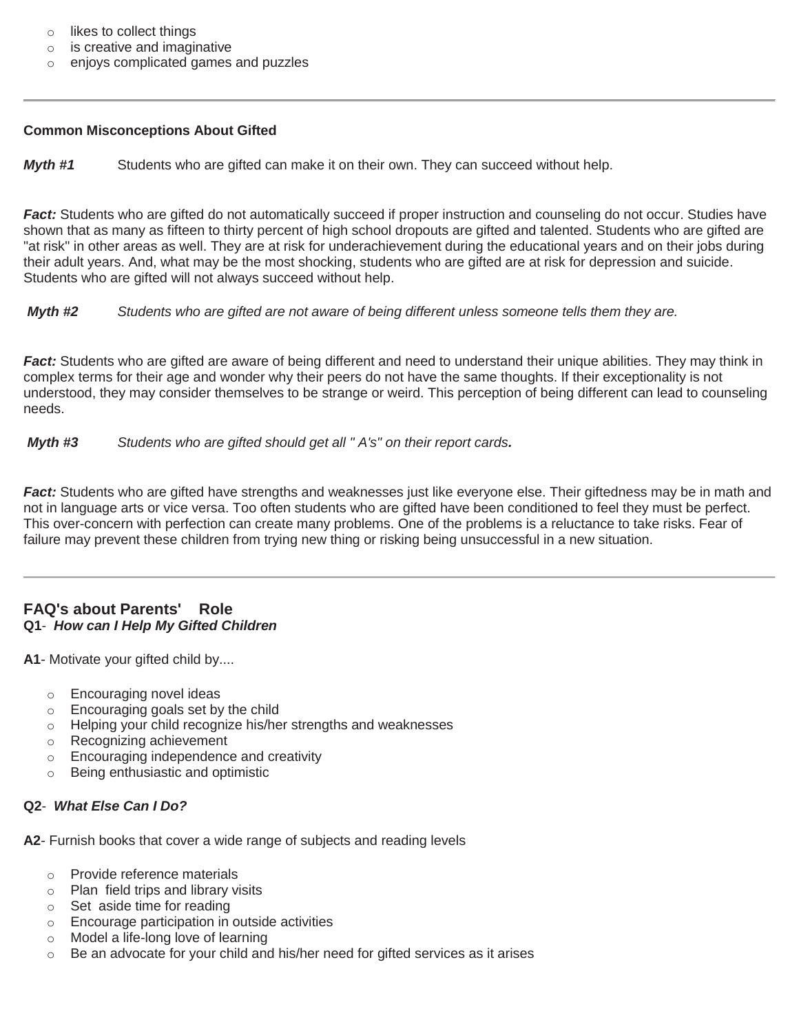- likes to collect things
- is creative and imaginative
- enjoys complicated games and puzzles

---

**Common Misconceptions About Gifted**

***Myth #1*** Students who are gifted can make it on their own. They can succeed without help.

***Fact:*** Students who are gifted do not automatically succeed if proper instruction and counseling do not occur. Studies have shown that as many as fifteen to thirty percent of high school dropouts are gifted and talented. Students who are gifted are "at risk" in other areas as well. They are at risk for underachievement during the educational years and on their jobs during their adult years. And, what may be the most shocking, students who are gifted are at risk for depression and suicide. Students who are gifted will not always succeed without help.

***Myth #2*** *Students who are gifted are not aware of being different unless someone tells them they are.*

***Fact:*** Students who are gifted are aware of being different and need to understand their unique abilities. They may think in complex terms for their age and wonder why their peers do not have the same thoughts. If their exceptionality is not understood, they may consider themselves to be strange or weird. This perception of being different can lead to counseling needs.

***Myth #3*** *Students who are gifted should get all " A's" on their report cards.*

***Fact:*** Students who are gifted have strengths and weaknesses just like everyone else. Their giftedness may be in math and not in language arts or vice versa. Too often students who are gifted have been conditioned to feel they must be perfect. This over-concern with perfection can create many problems. One of the problems is a reluctance to take risks. Fear of failure may prevent these children from trying new thing or risking being unsuccessful in a new situation.

---

## FAQ's about Parents' Role

**Q1**- ***How can I Help My Gifted Children***

**A1**- Motivate your gifted child by....

- Encouraging novel ideas
- Encouraging goals set by the child
- Helping your child recognize his/her strengths and weaknesses
- Recognizing achievement
- Encouraging independence and creativity
- Being enthusiastic and optimistic

**Q2**- ***What Else Can I Do?***

**A2**- Furnish books that cover a wide range of subjects and reading levels

- Provide reference materials
- Plan field trips and library visits
- Set aside time for reading
- Encourage participation in outside activities
- Model a life-long love of learning
- Be an advocate for your child and his/her need for gifted services as it arises